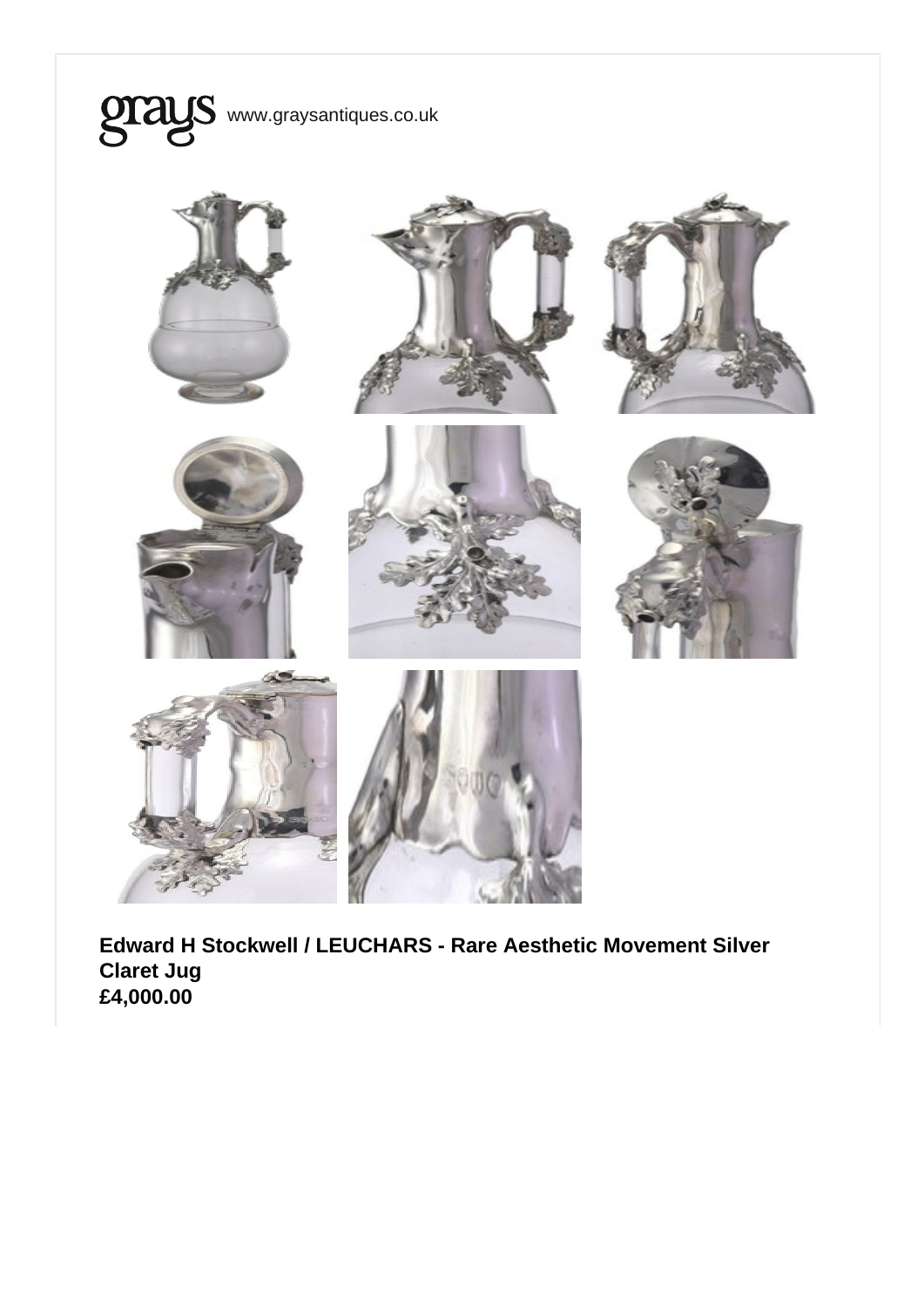grays www.graysantiques.co.uk

**Edward H Stockwell / LEUCHARS - Rare Aesthetic Movement Silver Claret Jug**
**£4,000.00**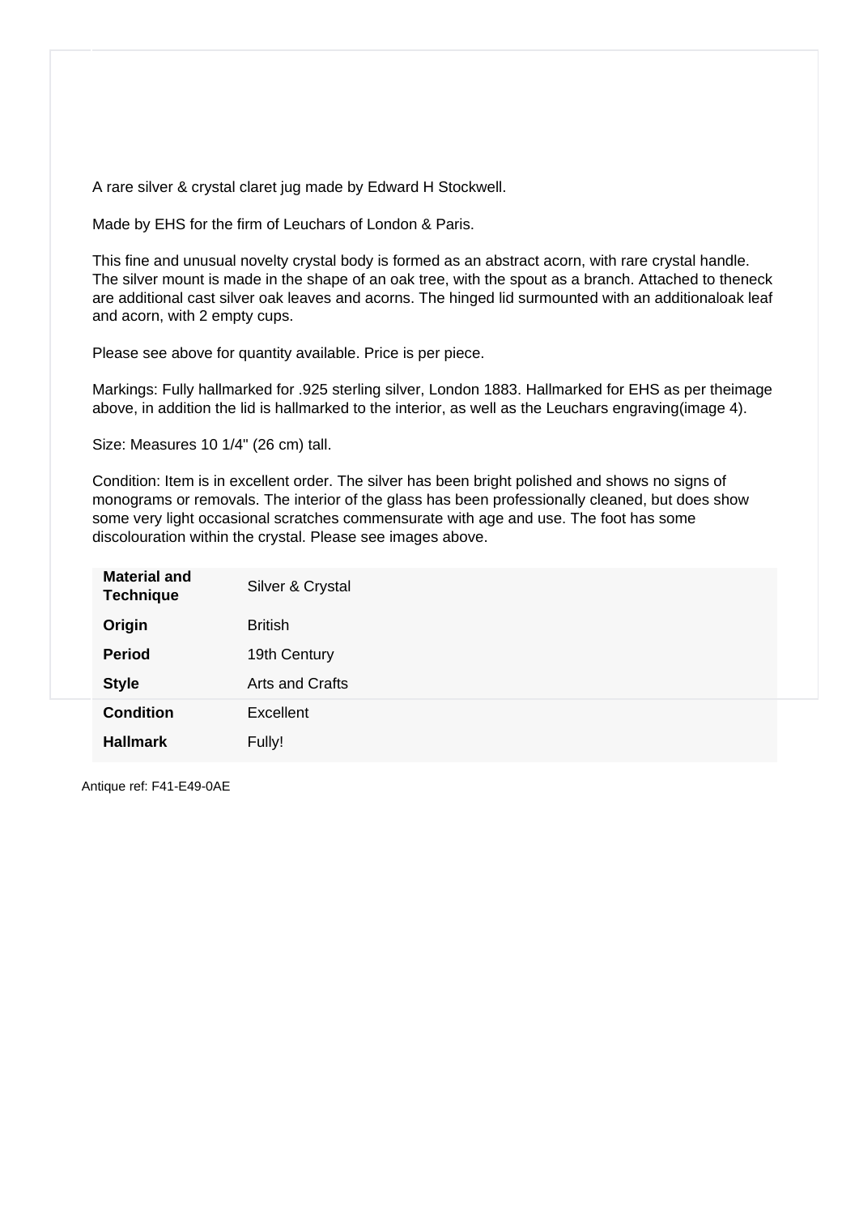A rare silver & crystal claret jug made by Edward H Stockwell.

Made by EHS for the firm of Leuchars of London & Paris.

This fine and unusual novelty crystal body is formed as an abstract acorn, with rare crystal handle. The silver mount is made in the shape of an oak tree, with the spout as a branch. Attached to theneck are additional cast silver oak leaves and acorns. The hinged lid surmounted with an additionaloak leaf and acorn, with 2 empty cups.

Please see above for quantity available. Price is per piece.

Markings: Fully hallmarked for .925 sterling silver, London 1883. Hallmarked for EHS as per theimage above, in addition the lid is hallmarked to the interior, as well as the Leuchars engraving(image 4).

Size: Measures 10 1/4" (26 cm) tall.

Condition: Item is in excellent order. The silver has been bright polished and shows no signs of monograms or removals. The interior of the glass has been professionally cleaned, but does show some very light occasional scratches commensurate with age and use. The foot has some discolouration within the crystal. Please see images above.

| | |
|---|---|
| **Material and Technique** | Silver & Crystal |
| **Origin** | British |
| **Period** | 19th Century |
| **Style** | Arts and Crafts |
| **Condition** | Excellent |
| **Hallmark** | Fully! |

Antique ref: F41-E49-0AE